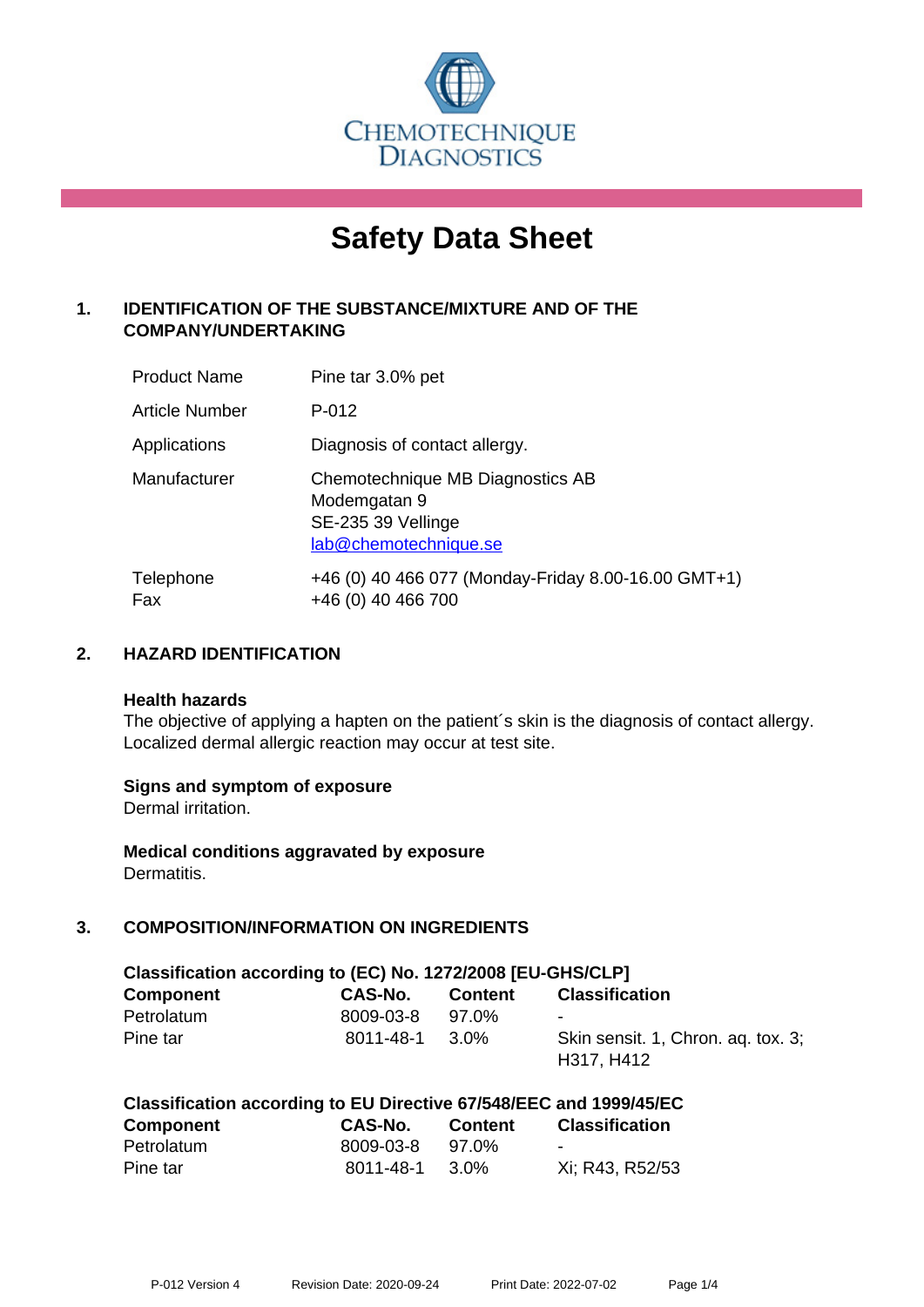CHEMOTECHNIQUE DIAGNOSTICS

# Safety Data Sheet

## 1. IDENTIFICATION OF THE SUBSTANCE/MIXTURE AND OF THE COMPANY/UNDERTAKING

| | |
|---|---|
| Product Name | Pine tar 3.0% pet |
| Article Number | P-012 |
| Applications | Diagnosis of contact allergy. |
| Manufacturer | Chemotechnique MB Diagnostics AB<br>Modemgatan 9<br>SE-235 39 Vellinge<br>lab@chemotechnique.se |
| Telephone<br>Fax | +46 (0) 40 466 077 (Monday-Friday 8.00-16.00 GMT+1)<br>+46 (0) 40 466 700 |

## 2. HAZARD IDENTIFICATION

**Health hazards**

The objective of applying a hapten on the patient´s skin is the diagnosis of contact allergy. Localized dermal allergic reaction may occur at test site.

**Signs and symptom of exposure**

Dermal irritation.

**Medical conditions aggravated by exposure**

Dermatitis.

## 3. COMPOSITION/INFORMATION ON INGREDIENTS

**Classification according to (EC) No. 1272/2008 [EU-GHS/CLP]**

| Component | CAS-No. | Content | Classification |
|---|---|---|---|
| Petrolatum | 8009-03-8 | 97.0% | - |
| Pine tar | 8011-48-1 | 3.0% | Skin sensit. 1, Chron. aq. tox. 3; H317, H412 |

**Classification according to EU Directive 67/548/EEC and 1999/45/EC**

| Component | CAS-No. | Content | Classification |
|---|---|---|---|
| Petrolatum | 8009-03-8 | 97.0% | - |
| Pine tar | 8011-48-1 | 3.0% | Xi; R43, R52/53 |

P-012 Version 4 Revision Date: 2020-09-24 Print Date: 2022-07-02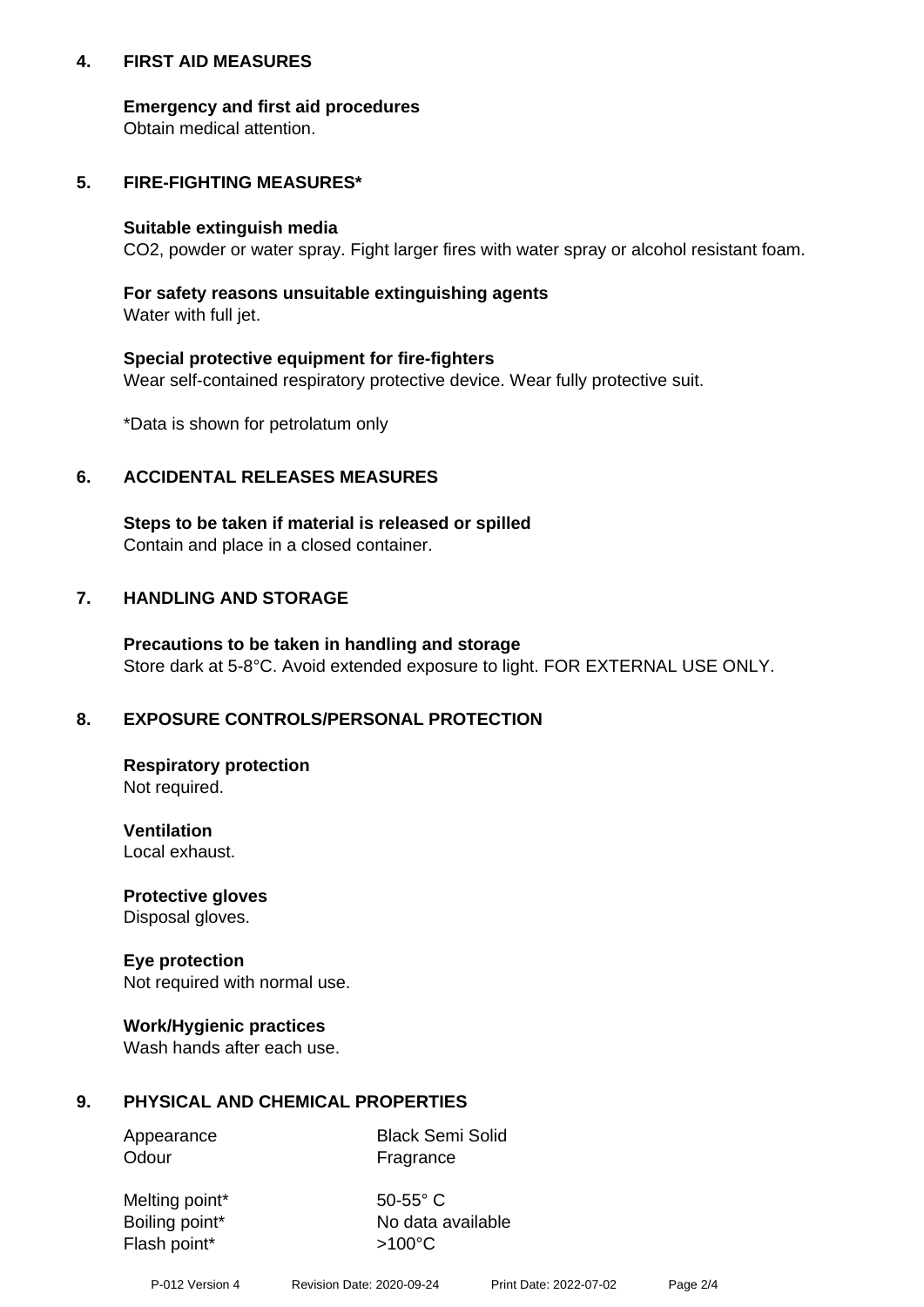## 4. FIRST AID MEASURES

**Emergency and first aid procedures**
Obtain medical attention.

## 5. FIRE-FIGHTING MEASURES*

**Suitable extinguish media**
$CO_2$, powder or water spray. Fight larger fires with water spray or alcohol resistant foam.

**For safety reasons unsuitable extinguishing agents**
Water with full jet.

**Special protective equipment for fire-fighters**
Wear self-contained respiratory protective device. Wear fully protective suit.

*Data is shown for petrolatum only

## 6. ACCIDENTAL RELEASES MEASURES

**Steps to be taken if material is released or spilled**
Contain and place in a closed container.

## 7. HANDLING AND STORAGE

**Precautions to be taken in handling and storage**
Store dark at 5-8°C. Avoid extended exposure to light. FOR EXTERNAL USE ONLY.

## 8. EXPOSURE CONTROLS/PERSONAL PROTECTION

**Respiratory protection**
Not required.

**Ventilation**
Local exhaust.

**Protective gloves**
Disposal gloves.

**Eye protection**
Not required with normal use.

**Work/Hygienic practices**
Wash hands after each use.

## 9. PHYSICAL AND CHEMICAL PROPERTIES

| | |
|---|---|
| Appearance | Black Semi Solid |
| Odour | Fragrance |
| Melting point* | 50-55° C |
| Boiling point* | No data available |
| Flash point* | >100°C |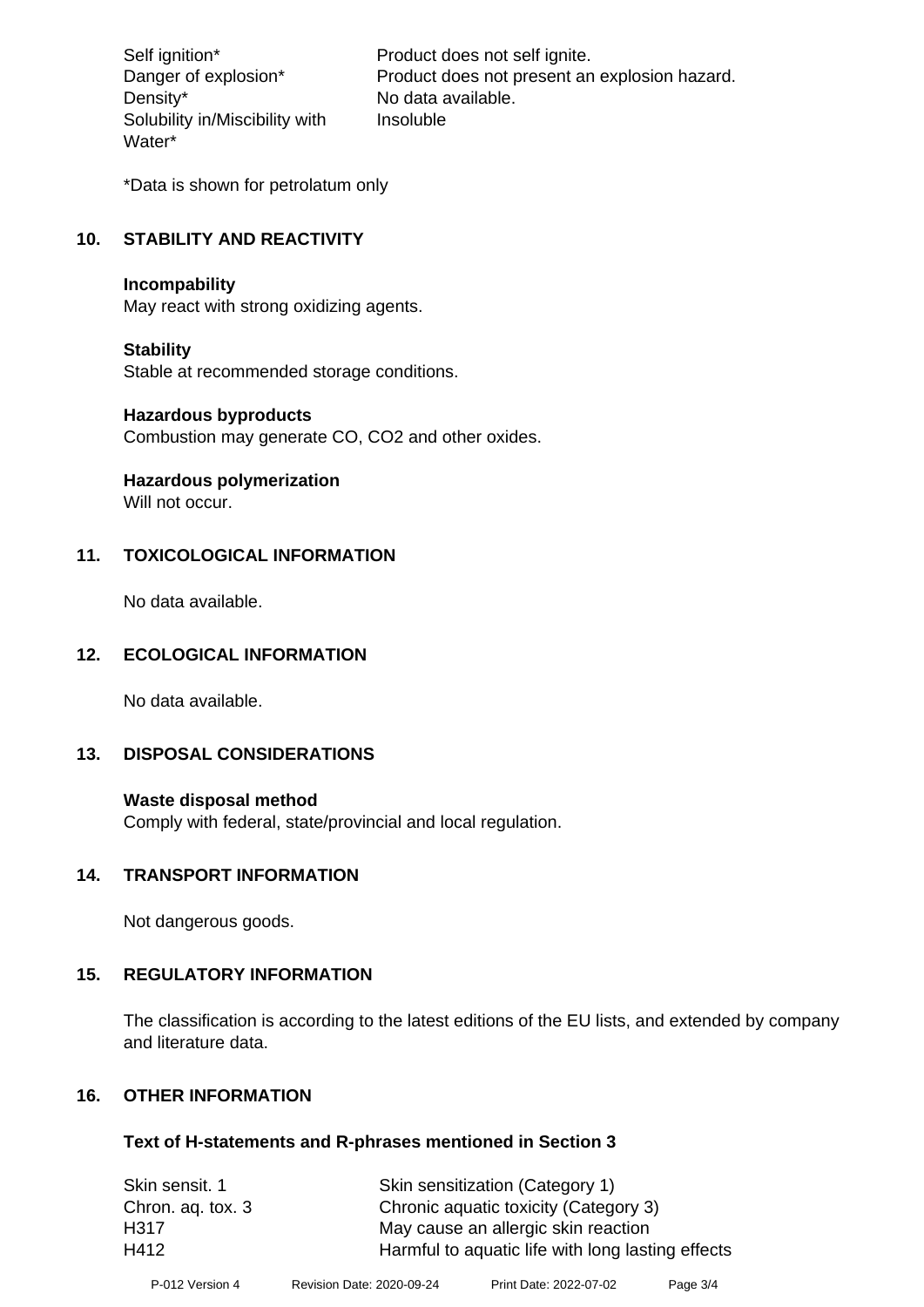| | |
|---|---|
| Self ignition* | Product does not self ignite. |
| Danger of explosion* | Product does not present an explosion hazard. |
| Density* | No data available. |
| Solubility in/Miscibility with Water* | Insoluble |

*Data is shown for petrolatum only

## 10. STABILITY AND REACTIVITY

**Incompability**
May react with strong oxidizing agents.

**Stability**
Stable at recommended storage conditions.

**Hazardous byproducts**
Combustion may generate CO, $CO_2$ and other oxides.

**Hazardous polymerization**
Will not occur.

## 11. TOXICOLOGICAL INFORMATION

No data available.

## 12. ECOLOGICAL INFORMATION

No data available.

## 13. DISPOSAL CONSIDERATIONS

**Waste disposal method**
Comply with federal, state/provincial and local regulation.

## 14. TRANSPORT INFORMATION

Not dangerous goods.

## 15. REGULATORY INFORMATION

The classification is according to the latest editions of the EU lists, and extended by company and literature data.

## 16. OTHER INFORMATION

**Text of H-statements and R-phrases mentioned in Section 3**

| | |
|---|---|
| Skin sensit. 1 | Skin sensitization (Category 1) |
| Chron. aq. tox. 3 | Chronic aquatic toxicity (Category 3) |
| H317 | May cause an allergic skin reaction |
| H412 | Harmful to aquatic life with long lasting effects |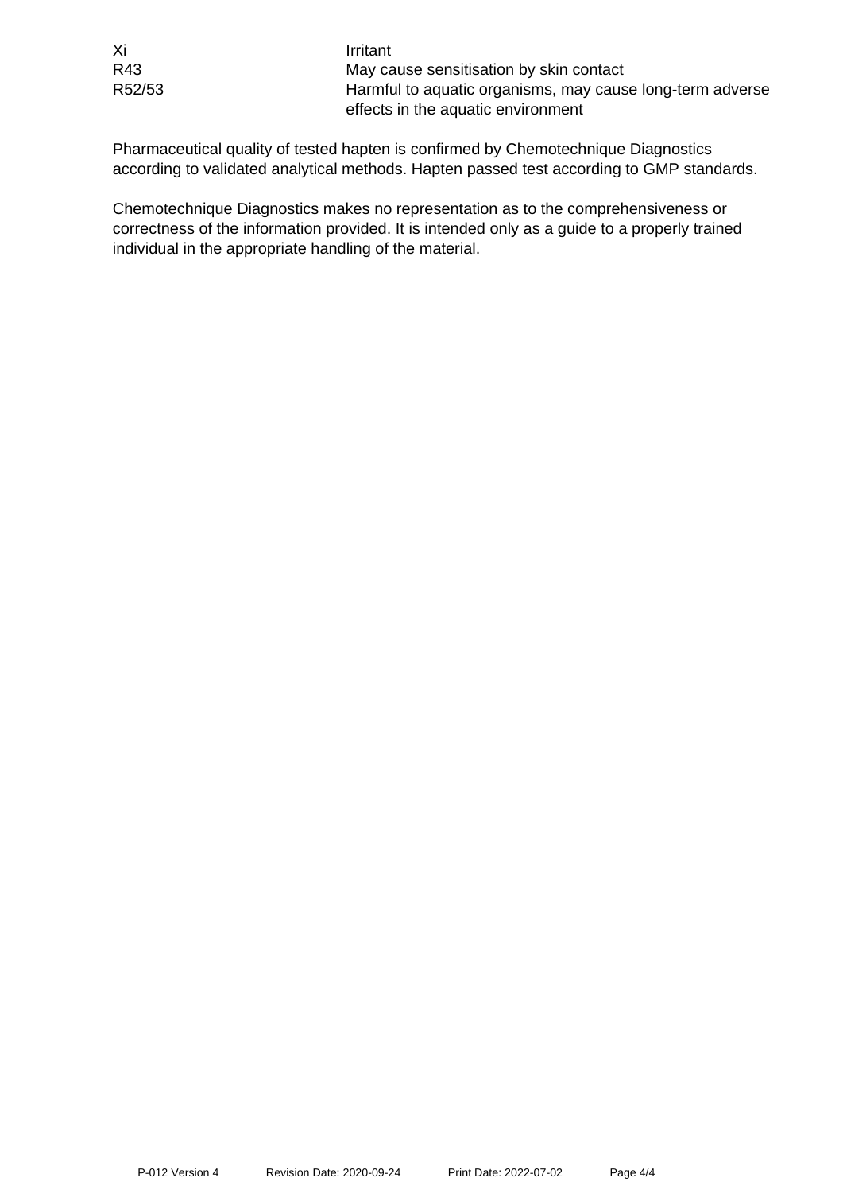| | |
|---|---|
| Xi | Irritant |
| R43 | May cause sensitisation by skin contact |
| R52/53 | Harmful to aquatic organisms, may cause long-term adverse effects in the aquatic environment |

Pharmaceutical quality of tested hapten is confirmed by Chemotechnique Diagnostics according to validated analytical methods. Hapten passed test according to GMP standards.

Chemotechnique Diagnostics makes no representation as to the comprehensiveness or correctness of the information provided. It is intended only as a guide to a properly trained individual in the appropriate handling of the material.